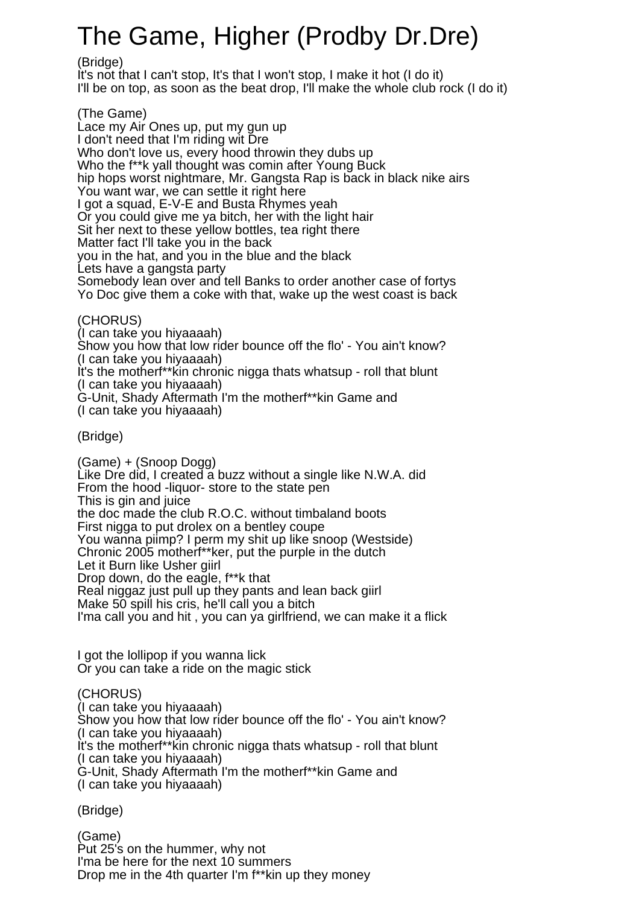# The Game, Higher (Prodby Dr.Dre)

(Bridge)
It's not that I can't stop, It's that I won't stop, I make it hot (I do it)
I'll be on top, as soon as the beat drop, I'll make the whole club rock (I do it)

(The Game)
Lace my Air Ones up, put my gun up
I don't need that I'm riding wit Dre
Who don't love us, every hood throwin they dubs up
Who the f**k yall thought was comin after Young Buck
hip hops worst nightmare, Mr. Gangsta Rap is back in black nike airs
You want war, we can settle it right here
I got a squad, E-V-E and Busta Rhymes yeah
Or you could give me ya bitch, her with the light hair
Sit her next to these yellow bottles, tea right there
Matter fact I'll take you in the back
you in the hat, and you in the blue and the black
Lets have a gangsta party
Somebody lean over and tell Banks to order another case of fortys
Yo Doc give them a coke with that, wake up the west coast is back

(CHORUS)
(I can take you hiyaaaah)
Show you how that low rider bounce off the flo' - You ain't know?
(I can take you hiyaaaah)
It's the motherf**kin chronic nigga thats whatsup - roll that blunt
(I can take you hiyaaaah)
G-Unit, Shady Aftermath I'm the motherf**kin Game and
(I can take you hiyaaaah)

(Bridge)

(Game) + (Snoop Dogg)
Like Dre did, I created a buzz without a single like N.W.A. did
From the hood -liquor- store to the state pen
This is gin and juice
the doc made the club R.O.C. without timbaland boots
First nigga to put drolex on a bentley coupe
You wanna piimp? I perm my shit up like snoop (Westside)
Chronic 2005 motherf**ker, put the purple in the dutch
Let it Burn like Usher giirl
Drop down, do the eagle, f**k that
Real niggaz just pull up they pants and lean back giirl
Make 50 spill his cris, he'll call you a bitch
I'ma call you and hit , you can ya girlfriend, we can make it a flick

I got the lollipop if you wanna lick
Or you can take a ride on the magic stick

(CHORUS)
(I can take you hiyaaaah)
Show you how that low rider bounce off the flo' - You ain't know?
(I can take you hiyaaaah)
It's the motherf**kin chronic nigga thats whatsup - roll that blunt
(I can take you hiyaaaah)
G-Unit, Shady Aftermath I'm the motherf**kin Game and
(I can take you hiyaaaah)

(Bridge)

(Game)
Put 25's on the hummer, why not
I'ma be here for the next 10 summers
Drop me in the 4th quarter I'm f**kin up they money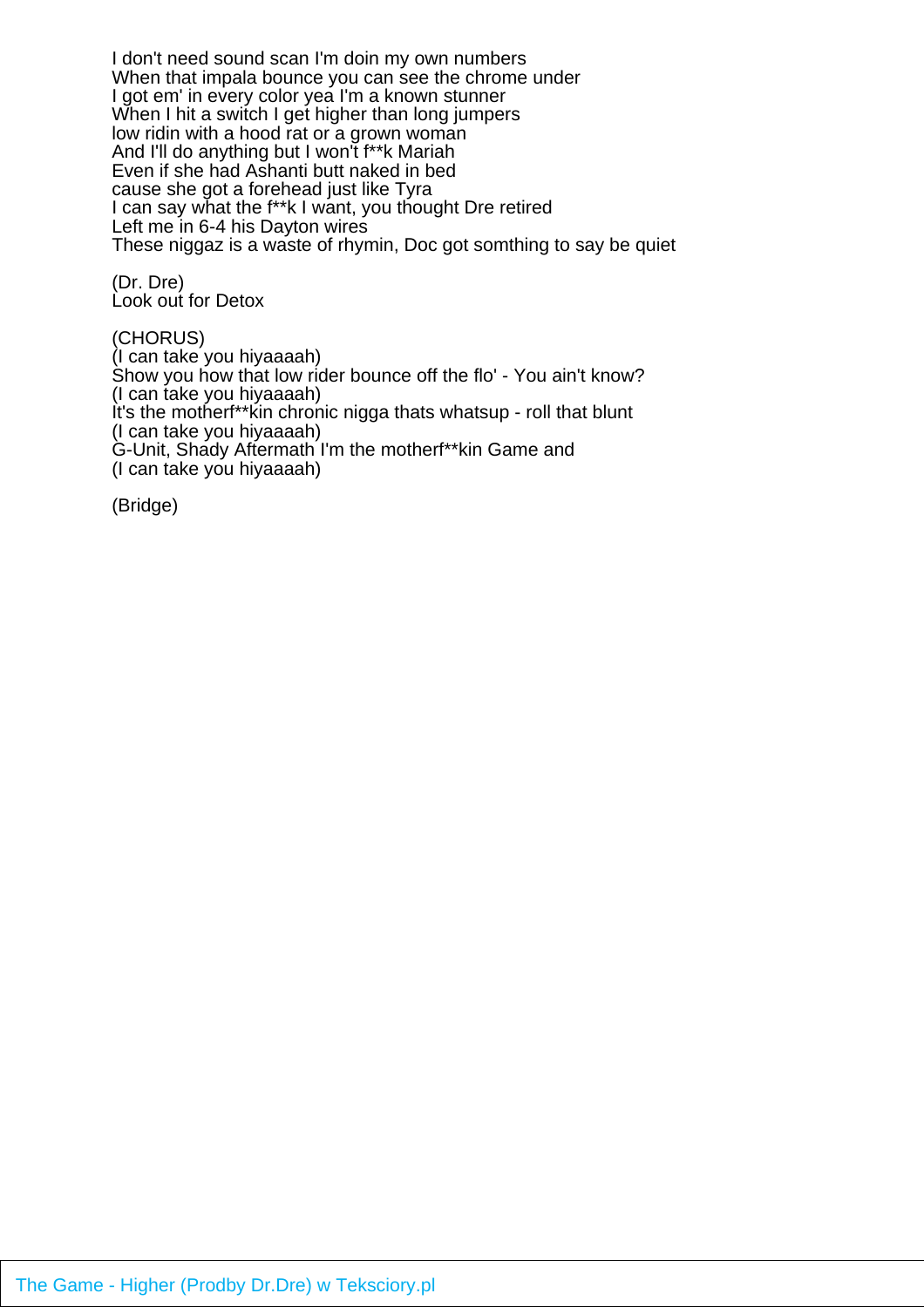I don't need sound scan I'm doin my own numbers
When that impala bounce you can see the chrome under
I got em' in every color yea I'm a known stunner
When I hit a switch I get higher than long jumpers
low ridin with a hood rat or a grown woman
And I'll do anything but I won't f**k Mariah
Even if she had Ashanti butt naked in bed
cause she got a forehead just like Tyra
I can say what the f**k I want, you thought Dre retired
Left me in 6-4 his Dayton wires
These niggaz is a waste of rhymin, Doc got somthing to say be quiet

(Dr. Dre)
Look out for Detox

(CHORUS)
(I can take you hiyaaaah)
Show you how that low rider bounce off the flo' - You ain't know?
(I can take you hiyaaaah)
It's the motherf**kin chronic nigga thats whatsup - roll that blunt
(I can take you hiyaaaah)
G-Unit, Shady Aftermath I'm the motherf**kin Game and
(I can take you hiyaaaah)

(Bridge)